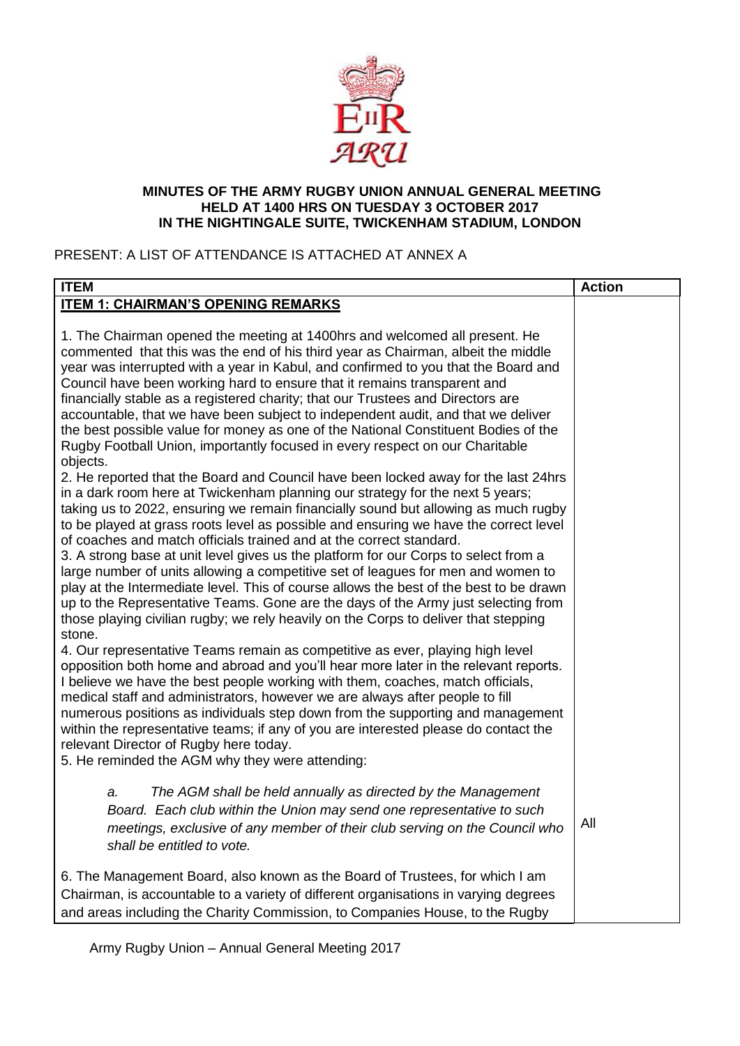**MINUTES OF THE ARMY RUGBY UNION ANNUAL GENERAL MEETING HELD AT 1400 HRS ON TUESDAY 3 OCTOBER 2017 IN THE NIGHTINGALE SUITE, TWICKENHAM STADIUM, LONDON**

PRESENT: A LIST OF ATTENDANCE IS ATTACHED AT ANNEX A

| ITEM | Action |
|---|---|
| **ITEM 1: CHAIRMAN'S OPENING REMARKS** | |
| 1. The Chairman opened the meeting at 1400hrs and welcomed all present. He commented that this was the end of his third year as Chairman, albeit the middle year was interrupted with a year in Kabul, and confirmed to you that the Board and Council have been working hard to ensure that it remains transparent and financially stable as a registered charity; that our Trustees and Directors are accountable, that we have been subject to independent audit, and that we deliver the best possible value for money as one of the National Constituent Bodies of the Rugby Football Union, importantly focused in every respect on our Charitable objects. | |
| 2. He reported that the Board and Council have been locked away for the last 24hrs in a dark room here at Twickenham planning our strategy for the next 5 years; taking us to 2022, ensuring we remain financially sound but allowing as much rugby to be played at grass roots level as possible and ensuring we have the correct level of coaches and match officials trained and at the correct standard. | |
| 3. A strong base at unit level gives us the platform for our Corps to select from a large number of units allowing a competitive set of leagues for men and women to play at the Intermediate level. This of course allows the best of the best to be drawn up to the Representative Teams. Gone are the days of the Army just selecting from those playing civilian rugby; we rely heavily on the Corps to deliver that stepping stone. | |
| 4. Our representative Teams remain as competitive as ever, playing high level opposition both home and abroad and you'll hear more later in the relevant reports. I believe we have the best people working with them, coaches, match officials, medical staff and administrators, however we are always after people to fill numerous positions as individuals step down from the supporting and management within the representative teams; if any of you are interested please do contact the relevant Director of Rugby here today. | |
| 5. He reminded the AGM why they were attending: | |
| *a. The AGM shall be held annually as directed by the Management Board. Each club within the Union may send one representative to such meetings, exclusive of any member of their club serving on the Council who shall be entitled to vote.* | All |
| 6. The Management Board, also known as the Board of Trustees, for which I am Chairman, is accountable to a variety of different organisations in varying degrees and areas including the Charity Commission, to Companies House, to the Rugby | |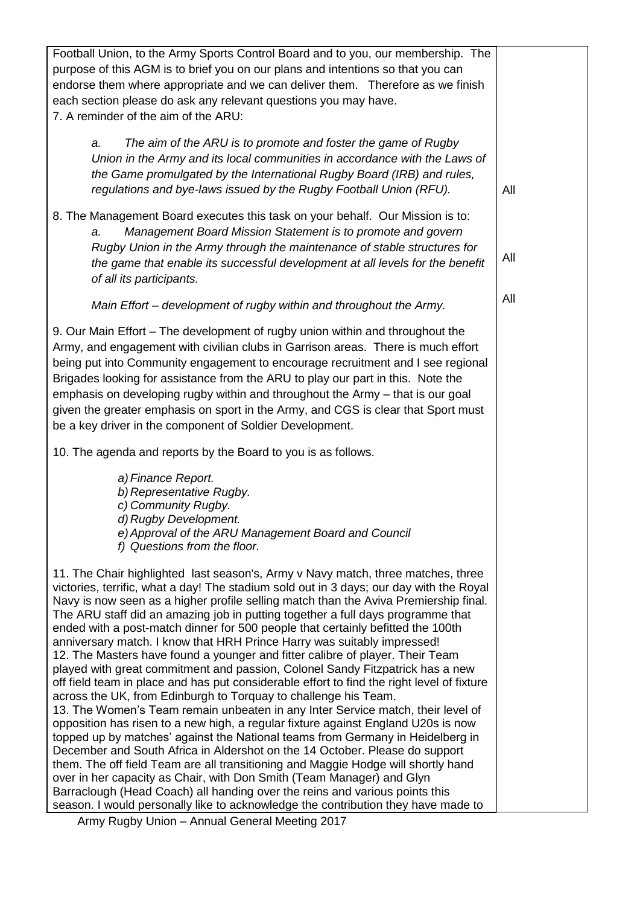Football Union, to the Army Sports Control Board and to you, our membership. The purpose of this AGM is to brief you on our plans and intentions so that you can endorse them where appropriate and we can deliver them. Therefore as we finish each section please do ask any relevant questions you may have.

7. A reminder of the aim of the ARU:

> a. *The aim of the ARU is to promote and foster the game of Rugby Union in the Army and its local communities in accordance with the Laws of the Game promulgated by the International Rugby Board (IRB) and rules, regulations and bye-laws issued by the Rugby Football Union (RFU).* — All

8. The Management Board executes this task on your behalf. Our Mission is to:

> a. *Management Board Mission Statement is to promote and govern Rugby Union in the Army through the maintenance of stable structures for the game that enable its successful development at all levels for the benefit of all its participants.* — All
>
> *Main Effort – development of rugby within and throughout the Army.* — All

9. Our Main Effort – The development of rugby union within and throughout the Army, and engagement with civilian clubs in Garrison areas. There is much effort being put into Community engagement to encourage recruitment and I see regional Brigades looking for assistance from the ARU to play our part in this. Note the emphasis on developing rugby within and throughout the Army – that is our goal given the greater emphasis on sport in the Army, and CGS is clear that Sport must be a key driver in the component of Soldier Development.

10. The agenda and reports by the Board to you is as follows.

> a) *Finance Report.*
> b) *Representative Rugby.*
> c) *Community Rugby.*
> d) *Rugby Development.*
> e) *Approval of the ARU Management Board and Council*
> f) *Questions from the floor.*

11. The Chair highlighted last season's, Army v Navy match, three matches, three victories, terrific, what a day! The stadium sold out in 3 days; our day with the Royal Navy is now seen as a higher profile selling match than the Aviva Premiership final. The ARU staff did an amazing job in putting together a full days programme that ended with a post-match dinner for 500 people that certainly befitted the 100th anniversary match. I know that HRH Prince Harry was suitably impressed!

12. The Masters have found a younger and fitter calibre of player. Their Team played with great commitment and passion, Colonel Sandy Fitzpatrick has a new off field team in place and has put considerable effort to find the right level of fixture across the UK, from Edinburgh to Torquay to challenge his Team.

13. The Women's Team remain unbeaten in any Inter Service match, their level of opposition has risen to a new high, a regular fixture against England U20s is now topped up by matches' against the National teams from Germany in Heidelberg in December and South Africa in Aldershot on the 14 October. Please do support them. The off field Team are all transitioning and Maggie Hodge will shortly hand over in her capacity as Chair, with Don Smith (Team Manager) and Glyn Barraclough (Head Coach) all handing over the reins and various points this season. I would personally like to acknowledge the contribution they have made to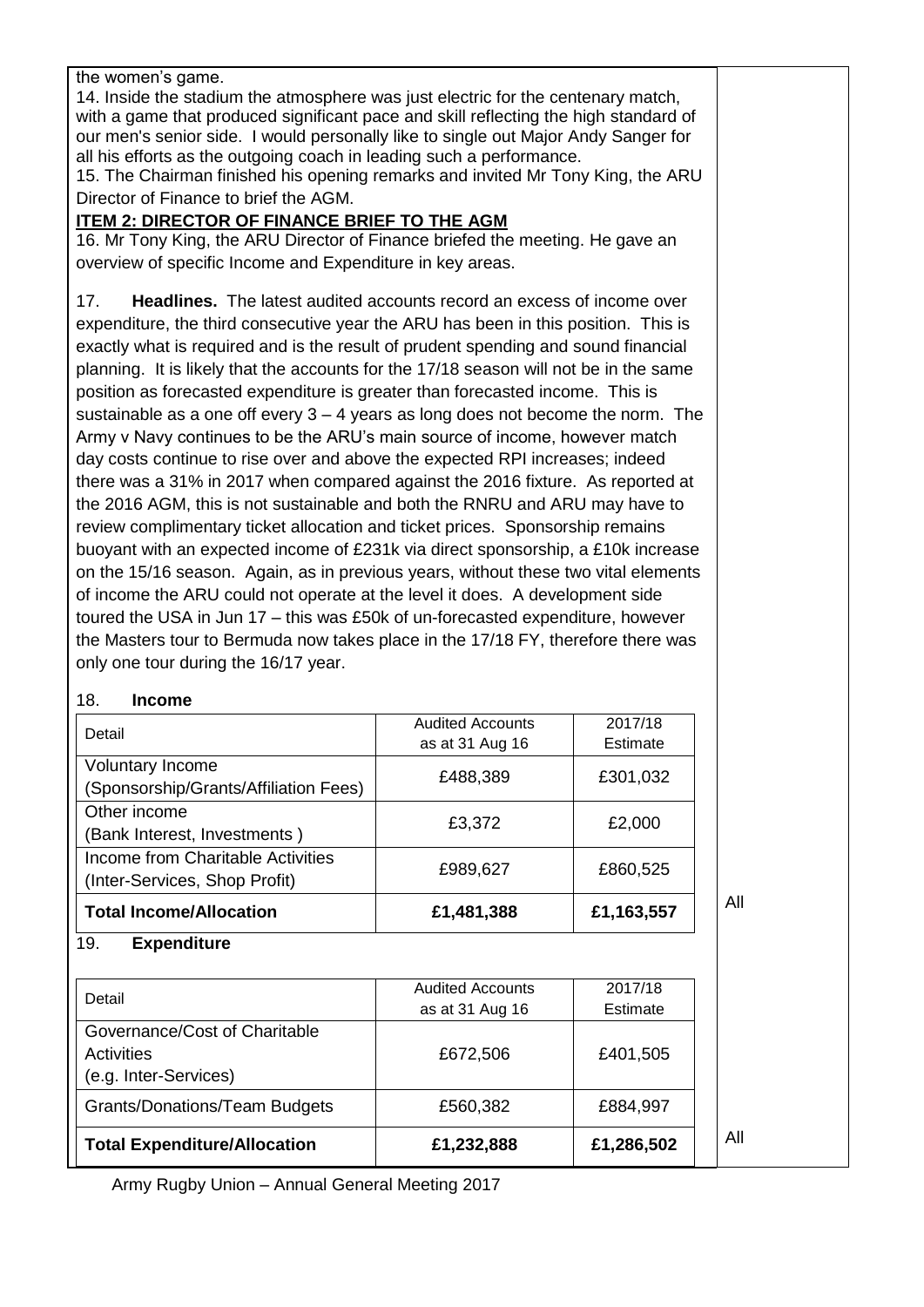the women's game.

14. Inside the stadium the atmosphere was just electric for the centenary match, with a game that produced significant pace and skill reflecting the high standard of our men's senior side. I would personally like to single out Major Andy Sanger for all his efforts as the outgoing coach in leading such a performance.

15. The Chairman finished his opening remarks and invited Mr Tony King, the ARU Director of Finance to brief the AGM.

## ITEM 2: DIRECTOR OF FINANCE BRIEF TO THE AGM

16. Mr Tony King, the ARU Director of Finance briefed the meeting. He gave an overview of specific Income and Expenditure in key areas.

17. **Headlines.** The latest audited accounts record an excess of income over expenditure, the third consecutive year the ARU has been in this position. This is exactly what is required and is the result of prudent spending and sound financial planning. It is likely that the accounts for the 17/18 season will not be in the same position as forecasted expenditure is greater than forecasted income. This is sustainable as a one off every 3 – 4 years as long does not become the norm. The Army v Navy continues to be the ARU's main source of income, however match day costs continue to rise over and above the expected RPI increases; indeed there was a 31% in 2017 when compared against the 2016 fixture. As reported at the 2016 AGM, this is not sustainable and both the RNRU and ARU may have to review complimentary ticket allocation and ticket prices. Sponsorship remains buoyant with an expected income of £231k via direct sponsorship, a £10k increase on the 15/16 season. Again, as in previous years, without these two vital elements of income the ARU could not operate at the level it does. A development side toured the USA in Jun 17 – this was £50k of un-forecasted expenditure, however the Masters tour to Bermuda now takes place in the 17/18 FY, therefore there was only one tour during the 16/17 year.

18. **Income**

| Detail | Audited Accounts as at 31 Aug 16 | 2017/18 Estimate |
|---|---|---|
| Voluntary Income (Sponsorship/Grants/Affiliation Fees) | £488,389 | £301,032 |
| Other income (Bank Interest, Investments ) | £3,372 | £2,000 |
| Income from Charitable Activities (Inter-Services, Shop Profit) | £989,627 | £860,525 |
| **Total Income/Allocation** | **£1,481,388** | **£1,163,557** |

All

19. **Expenditure**

| Detail | Audited Accounts as at 31 Aug 16 | 2017/18 Estimate |
|---|---|---|
| Governance/Cost of Charitable Activities (e.g. Inter-Services) | £672,506 | £401,505 |
| Grants/Donations/Team Budgets | £560,382 | £884,997 |
| **Total Expenditure/Allocation** | **£1,232,888** | **£1,286,502** |

All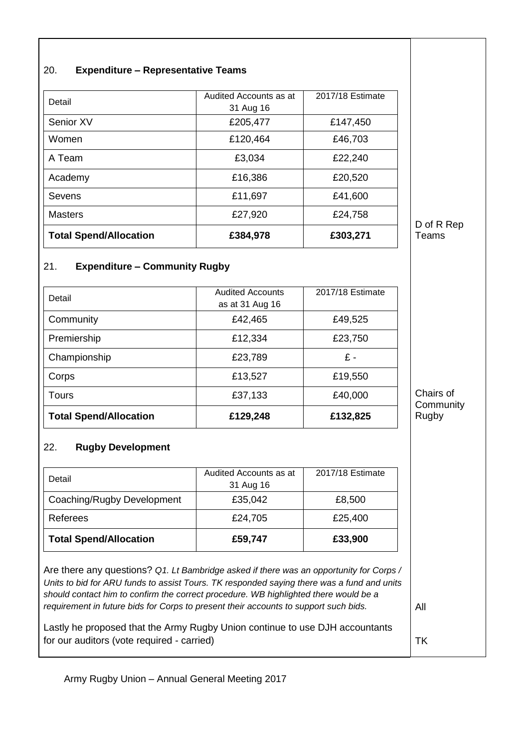## 20. **Expenditure – Representative Teams**

| Detail | Audited Accounts as at 31 Aug 16 | 2017/18 Estimate |
|---|---|---|
| Senior XV | £205,477 | £147,450 |
| Women | £120,464 | £46,703 |
| A Team | £3,034 | £22,240 |
| Academy | £16,386 | £20,520 |
| Sevens | £11,697 | £41,600 |
| Masters | £27,920 | £24,758 |
| **Total Spend/Allocation** | **£384,978** | **£303,271** |

D of R Rep Teams

## 21. **Expenditure – Community Rugby**

| Detail | Audited Accounts as at 31 Aug 16 | 2017/18 Estimate |
|---|---|---|
| Community | £42,465 | £49,525 |
| Premiership | £12,334 | £23,750 |
| Championship | £23,789 | £ - |
| Corps | £13,527 | £19,550 |
| Tours | £37,133 | £40,000 |
| **Total Spend/Allocation** | **£129,248** | **£132,825** |

Chairs of Community Rugby

## 22. **Rugby Development**

| Detail | Audited Accounts as at 31 Aug 16 | 2017/18 Estimate |
|---|---|---|
| Coaching/Rugby Development | £35,042 | £8,500 |
| Referees | £24,705 | £25,400 |
| **Total Spend/Allocation** | **£59,747** | **£33,900** |

Are there any questions? *Q1. Lt Bambridge asked if there was an opportunity for Corps / Units to bid for ARU funds to assist Tours. TK responded saying there was a fund and units should contact him to confirm the correct procedure. WB highlighted there would be a requirement in future bids for Corps to present their accounts to support such bids.*

All

Lastly he proposed that the Army Rugby Union continue to use DJH accountants for our auditors (vote required - carried)

TK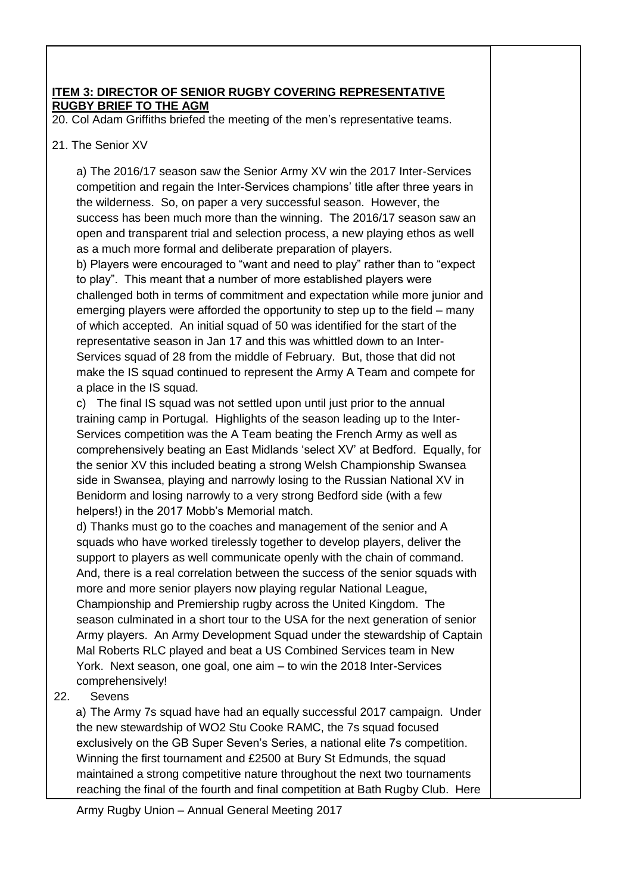**ITEM 3: DIRECTOR OF SENIOR RUGBY COVERING REPRESENTATIVE RUGBY BRIEF TO THE AGM**

20. Col Adam Griffiths briefed the meeting of the men's representative teams.

21. The Senior XV

a) The 2016/17 season saw the Senior Army XV win the 2017 Inter-Services competition and regain the Inter-Services champions' title after three years in the wilderness. So, on paper a very successful season. However, the success has been much more than the winning. The 2016/17 season saw an open and transparent trial and selection process, a new playing ethos as well as a much more formal and deliberate preparation of players.

b) Players were encouraged to "want and need to play" rather than to "expect to play". This meant that a number of more established players were challenged both in terms of commitment and expectation while more junior and emerging players were afforded the opportunity to step up to the field – many of which accepted. An initial squad of 50 was identified for the start of the representative season in Jan 17 and this was whittled down to an Inter-Services squad of 28 from the middle of February. But, those that did not make the IS squad continued to represent the Army A Team and compete for a place in the IS squad.

c) The final IS squad was not settled upon until just prior to the annual training camp in Portugal. Highlights of the season leading up to the Inter-Services competition was the A Team beating the French Army as well as comprehensively beating an East Midlands 'select XV' at Bedford. Equally, for the senior XV this included beating a strong Welsh Championship Swansea side in Swansea, playing and narrowly losing to the Russian National XV in Benidorm and losing narrowly to a very strong Bedford side (with a few helpers!) in the 2017 Mobb's Memorial match.

d) Thanks must go to the coaches and management of the senior and A squads who have worked tirelessly together to develop players, deliver the support to players as well communicate openly with the chain of command. And, there is a real correlation between the success of the senior squads with more and more senior players now playing regular National League, Championship and Premiership rugby across the United Kingdom. The season culminated in a short tour to the USA for the next generation of senior Army players. An Army Development Squad under the stewardship of Captain Mal Roberts RLC played and beat a US Combined Services team in New York. Next season, one goal, one aim – to win the 2018 Inter-Services comprehensively!

22. Sevens

a) The Army 7s squad have had an equally successful 2017 campaign. Under the new stewardship of WO2 Stu Cooke RAMC, the 7s squad focused exclusively on the GB Super Seven's Series, a national elite 7s competition. Winning the first tournament and £2500 at Bury St Edmunds, the squad maintained a strong competitive nature throughout the next two tournaments reaching the final of the fourth and final competition at Bath Rugby Club. Here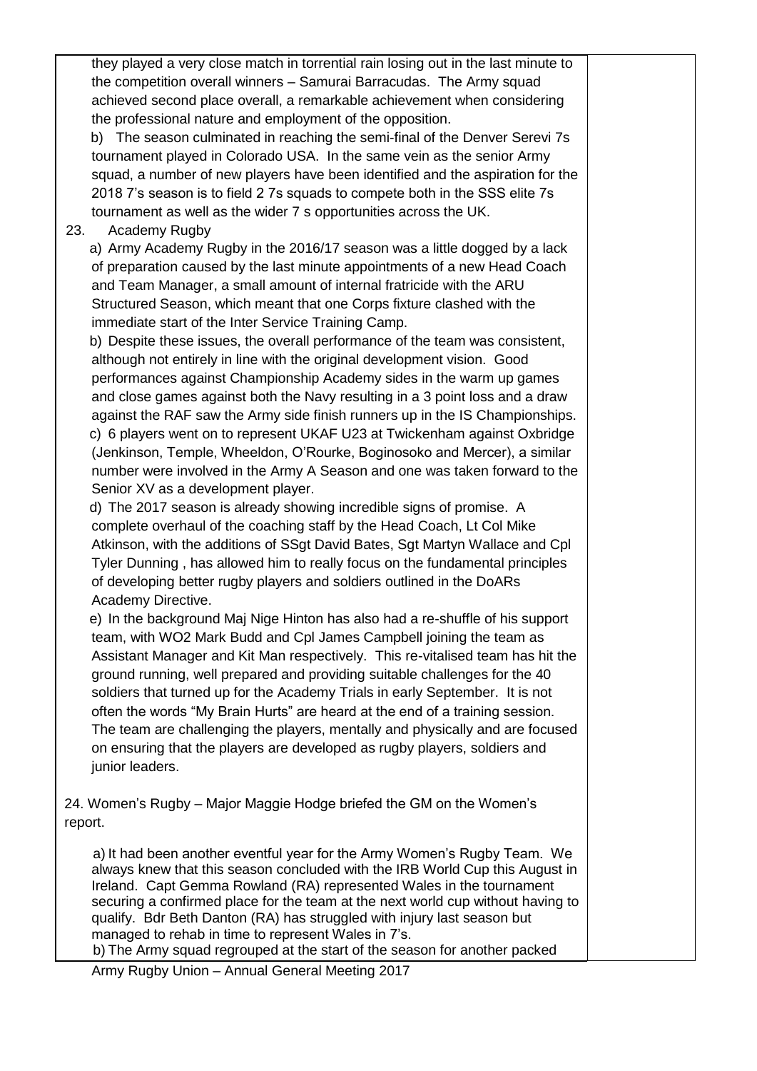they played a very close match in torrential rain losing out in the last minute to the competition overall winners – Samurai Barracudas. The Army squad achieved second place overall, a remarkable achievement when considering the professional nature and employment of the opposition.

b) The season culminated in reaching the semi-final of the Denver Serevi 7s tournament played in Colorado USA. In the same vein as the senior Army squad, a number of new players have been identified and the aspiration for the 2018 7's season is to field 2 7s squads to compete both in the SSS elite 7s tournament as well as the wider 7 s opportunities across the UK.

23. Academy Rugby

a) Army Academy Rugby in the 2016/17 season was a little dogged by a lack of preparation caused by the last minute appointments of a new Head Coach and Team Manager, a small amount of internal fratricide with the ARU Structured Season, which meant that one Corps fixture clashed with the immediate start of the Inter Service Training Camp.

b) Despite these issues, the overall performance of the team was consistent, although not entirely in line with the original development vision. Good performances against Championship Academy sides in the warm up games and close games against both the Navy resulting in a 3 point loss and a draw against the RAF saw the Army side finish runners up in the IS Championships.

c) 6 players went on to represent UKAF U23 at Twickenham against Oxbridge (Jenkinson, Temple, Wheeldon, O'Rourke, Boginosoko and Mercer), a similar number were involved in the Army A Season and one was taken forward to the Senior XV as a development player.

d) The 2017 season is already showing incredible signs of promise. A complete overhaul of the coaching staff by the Head Coach, Lt Col Mike Atkinson, with the additions of SSgt David Bates, Sgt Martyn Wallace and Cpl Tyler Dunning , has allowed him to really focus on the fundamental principles of developing better rugby players and soldiers outlined in the DoARs Academy Directive.

e) In the background Maj Nige Hinton has also had a re-shuffle of his support team, with WO2 Mark Budd and Cpl James Campbell joining the team as Assistant Manager and Kit Man respectively. This re-vitalised team has hit the ground running, well prepared and providing suitable challenges for the 40 soldiers that turned up for the Academy Trials in early September. It is not often the words "My Brain Hurts" are heard at the end of a training session. The team are challenging the players, mentally and physically and are focused on ensuring that the players are developed as rugby players, soldiers and junior leaders.

24. Women's Rugby – Major Maggie Hodge briefed the GM on the Women's report.

a) It had been another eventful year for the Army Women's Rugby Team. We always knew that this season concluded with the IRB World Cup this August in Ireland. Capt Gemma Rowland (RA) represented Wales in the tournament securing a confirmed place for the team at the next world cup without having to qualify. Bdr Beth Danton (RA) has struggled with injury last season but managed to rehab in time to represent Wales in 7's.

b) The Army squad regrouped at the start of the season for another packed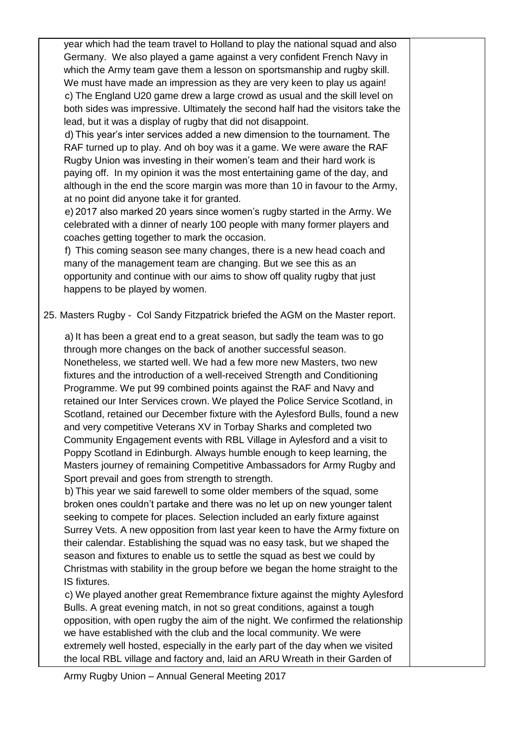year which had the team travel to Holland to play the national squad and also Germany. We also played a game against a very confident French Navy in which the Army team gave them a lesson on sportsmanship and rugby skill. We must have made an impression as they are very keen to play us again!

c) The England U20 game drew a large crowd as usual and the skill level on both sides was impressive. Ultimately the second half had the visitors take the lead, but it was a display of rugby that did not disappoint.

d) This year's inter services added a new dimension to the tournament. The RAF turned up to play. And oh boy was it a game. We were aware the RAF Rugby Union was investing in their women's team and their hard work is paying off. In my opinion it was the most entertaining game of the day, and although in the end the score margin was more than 10 in favour to the Army, at no point did anyone take it for granted.

e) 2017 also marked 20 years since women's rugby started in the Army. We celebrated with a dinner of nearly 100 people with many former players and coaches getting together to mark the occasion.

f) This coming season see many changes, there is a new head coach and many of the management team are changing. But we see this as an opportunity and continue with our aims to show off quality rugby that just happens to be played by women.

25. Masters Rugby - Col Sandy Fitzpatrick briefed the AGM on the Master report.

a) It has been a great end to a great season, but sadly the team was to go through more changes on the back of another successful season. Nonetheless, we started well. We had a few more new Masters, two new fixtures and the introduction of a well-received Strength and Conditioning Programme. We put 99 combined points against the RAF and Navy and retained our Inter Services crown. We played the Police Service Scotland, in Scotland, retained our December fixture with the Aylesford Bulls, found a new and very competitive Veterans XV in Torbay Sharks and completed two Community Engagement events with RBL Village in Aylesford and a visit to Poppy Scotland in Edinburgh. Always humble enough to keep learning, the Masters journey of remaining Competitive Ambassadors for Army Rugby and Sport prevail and goes from strength to strength.

b) This year we said farewell to some older members of the squad, some broken ones couldn't partake and there was no let up on new younger talent seeking to compete for places. Selection included an early fixture against Surrey Vets. A new opposition from last year keen to have the Army fixture on their calendar. Establishing the squad was no easy task, but we shaped the season and fixtures to enable us to settle the squad as best we could by Christmas with stability in the group before we began the home straight to the IS fixtures.

c) We played another great Remembrance fixture against the mighty Aylesford Bulls. A great evening match, in not so great conditions, against a tough opposition, with open rugby the aim of the night. We confirmed the relationship we have established with the club and the local community. We were extremely well hosted, especially in the early part of the day when we visited the local RBL village and factory and, laid an ARU Wreath in their Garden of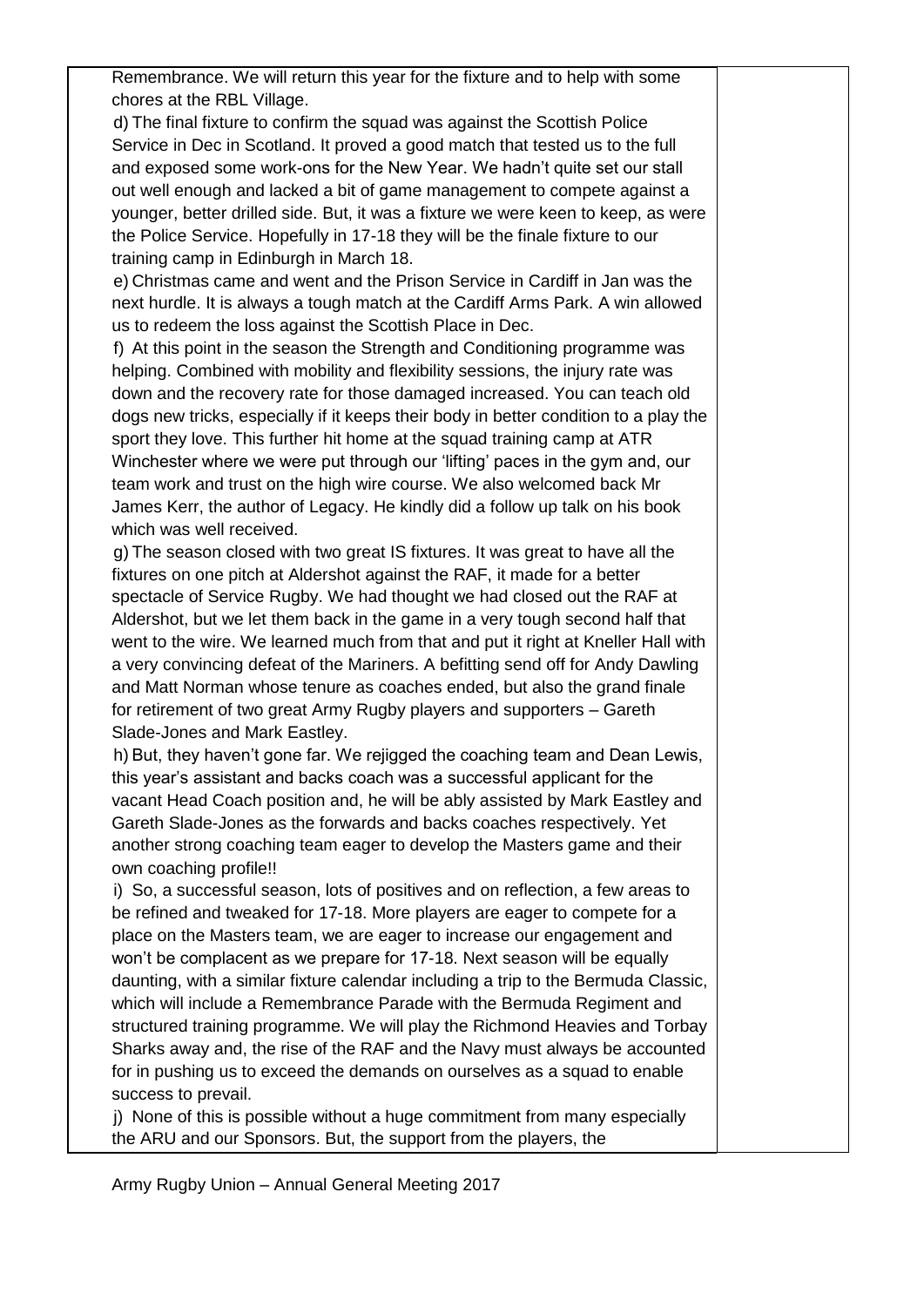Remembrance. We will return this year for the fixture and to help with some chores at the RBL Village.

d) The final fixture to confirm the squad was against the Scottish Police Service in Dec in Scotland. It proved a good match that tested us to the full and exposed some work-ons for the New Year. We hadn't quite set our stall out well enough and lacked a bit of game management to compete against a younger, better drilled side. But, it was a fixture we were keen to keep, as were the Police Service. Hopefully in 17-18 they will be the finale fixture to our training camp in Edinburgh in March 18.

e) Christmas came and went and the Prison Service in Cardiff in Jan was the next hurdle. It is always a tough match at the Cardiff Arms Park. A win allowed us to redeem the loss against the Scottish Place in Dec.

f) At this point in the season the Strength and Conditioning programme was helping. Combined with mobility and flexibility sessions, the injury rate was down and the recovery rate for those damaged increased. You can teach old dogs new tricks, especially if it keeps their body in better condition to a play the sport they love. This further hit home at the squad training camp at ATR Winchester where we were put through our 'lifting' paces in the gym and, our team work and trust on the high wire course. We also welcomed back Mr James Kerr, the author of Legacy. He kindly did a follow up talk on his book which was well received.

g) The season closed with two great IS fixtures. It was great to have all the fixtures on one pitch at Aldershot against the RAF, it made for a better spectacle of Service Rugby. We had thought we had closed out the RAF at Aldershot, but we let them back in the game in a very tough second half that went to the wire. We learned much from that and put it right at Kneller Hall with a very convincing defeat of the Mariners. A befitting send off for Andy Dawling and Matt Norman whose tenure as coaches ended, but also the grand finale for retirement of two great Army Rugby players and supporters – Gareth Slade-Jones and Mark Eastley.

h) But, they haven't gone far. We rejigged the coaching team and Dean Lewis, this year's assistant and backs coach was a successful applicant for the vacant Head Coach position and, he will be ably assisted by Mark Eastley and Gareth Slade-Jones as the forwards and backs coaches respectively. Yet another strong coaching team eager to develop the Masters game and their own coaching profile!!

i) So, a successful season, lots of positives and on reflection, a few areas to be refined and tweaked for 17-18. More players are eager to compete for a place on the Masters team, we are eager to increase our engagement and won't be complacent as we prepare for 17-18. Next season will be equally daunting, with a similar fixture calendar including a trip to the Bermuda Classic, which will include a Remembrance Parade with the Bermuda Regiment and structured training programme. We will play the Richmond Heavies and Torbay Sharks away and, the rise of the RAF and the Navy must always be accounted for in pushing us to exceed the demands on ourselves as a squad to enable success to prevail.

j) None of this is possible without a huge commitment from many especially the ARU and our Sponsors. But, the support from the players, the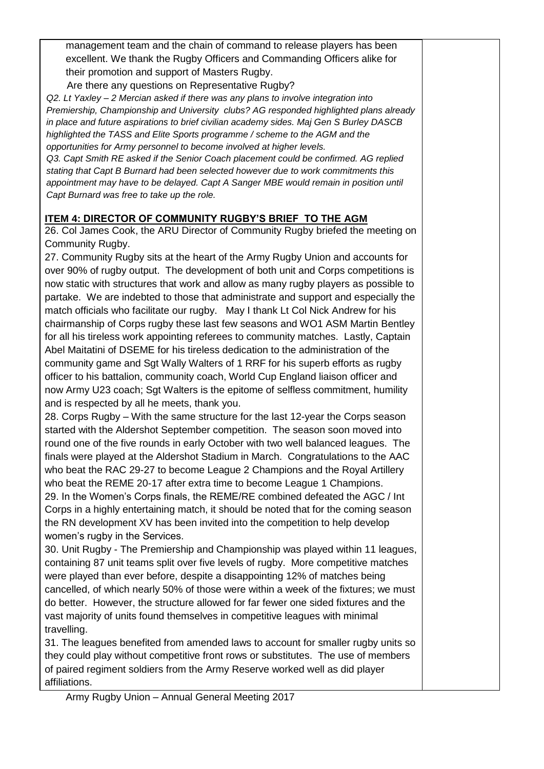management team and the chain of command to release players has been excellent. We thank the Rugby Officers and Commanding Officers alike for their promotion and support of Masters Rugby.

Are there any questions on Representative Rugby?

*Q2. Lt Yaxley – 2 Mercian asked if there was any plans to involve integration into Premiership, Championship and University clubs? AG responded highlighted plans already in place and future aspirations to brief civilian academy sides. Maj Gen S Burley DASCB highlighted the TASS and Elite Sports programme / scheme to the AGM and the opportunities for Army personnel to become involved at higher levels.*

*Q3. Capt Smith RE asked if the Senior Coach placement could be confirmed. AG replied stating that Capt B Burnard had been selected however due to work commitments this appointment may have to be delayed. Capt A Sanger MBE would remain in position until Capt Burnard was free to take up the role.*

## ITEM 4: DIRECTOR OF COMMUNITY RUGBY'S BRIEF TO THE AGM

26. Col James Cook, the ARU Director of Community Rugby briefed the meeting on Community Rugby.

27. Community Rugby sits at the heart of the Army Rugby Union and accounts for over 90% of rugby output. The development of both unit and Corps competitions is now static with structures that work and allow as many rugby players as possible to partake. We are indebted to those that administrate and support and especially the match officials who facilitate our rugby. May I thank Lt Col Nick Andrew for his chairmanship of Corps rugby these last few seasons and WO1 ASM Martin Bentley for all his tireless work appointing referees to community matches. Lastly, Captain Abel Maitatini of DSEME for his tireless dedication to the administration of the community game and Sgt Wally Walters of 1 RRF for his superb efforts as rugby officer to his battalion, community coach, World Cup England liaison officer and now Army U23 coach; Sgt Walters is the epitome of selfless commitment, humility and is respected by all he meets, thank you.

28. Corps Rugby – With the same structure for the last 12-year the Corps season started with the Aldershot September competition. The season soon moved into round one of the five rounds in early October with two well balanced leagues. The finals were played at the Aldershot Stadium in March. Congratulations to the AAC who beat the RAC 29-27 to become League 2 Champions and the Royal Artillery who beat the REME 20-17 after extra time to become League 1 Champions.

29. In the Women's Corps finals, the REME/RE combined defeated the AGC / Int Corps in a highly entertaining match, it should be noted that for the coming season the RN development XV has been invited into the competition to help develop women's rugby in the Services.

30. Unit Rugby - The Premiership and Championship was played within 11 leagues, containing 87 unit teams split over five levels of rugby. More competitive matches were played than ever before, despite a disappointing 12% of matches being cancelled, of which nearly 50% of those were within a week of the fixtures; we must do better. However, the structure allowed for far fewer one sided fixtures and the vast majority of units found themselves in competitive leagues with minimal travelling.

31. The leagues benefited from amended laws to account for smaller rugby units so they could play without competitive front rows or substitutes. The use of members of paired regiment soldiers from the Army Reserve worked well as did player affiliations.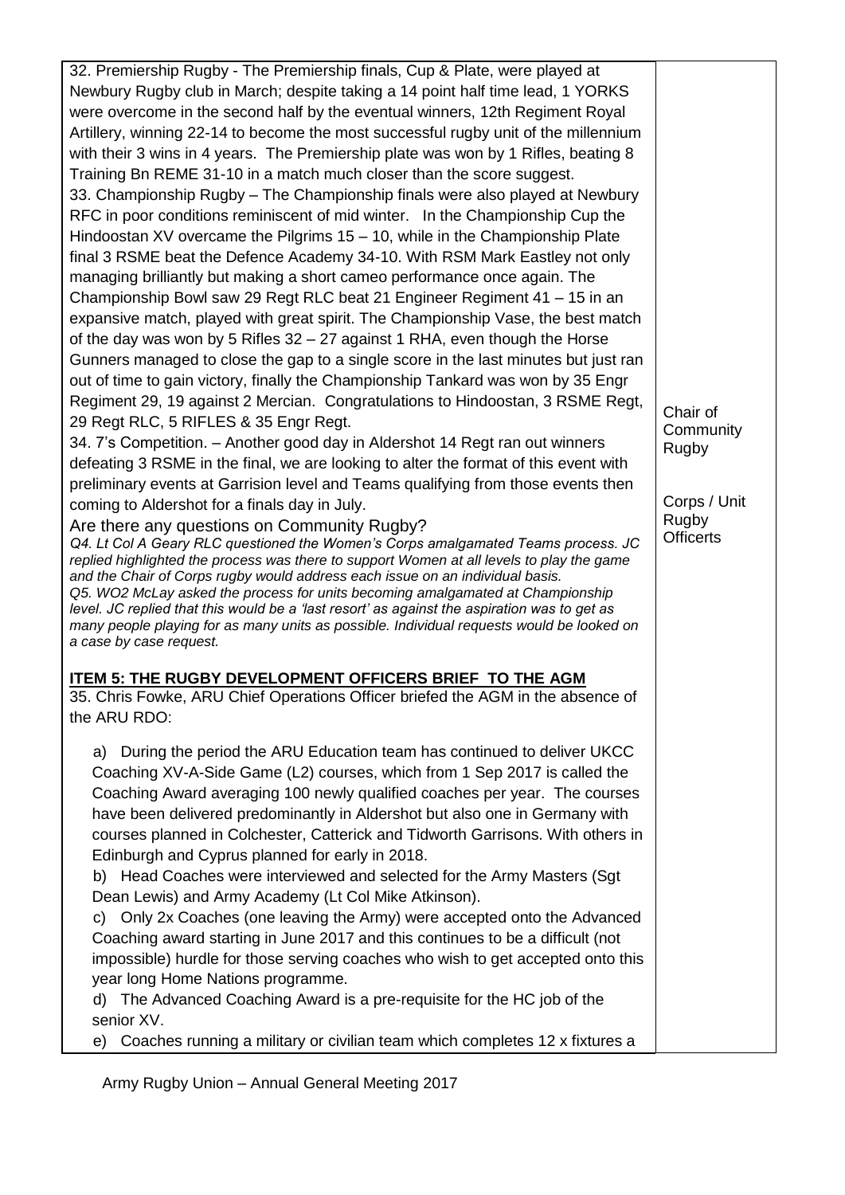| | |
|---|---|
| 32. Premiership Rugby - The Premiership finals, Cup & Plate, were played at Newbury Rugby club in March; despite taking a 14 point half time lead, 1 YORKS were overcome in the second half by the eventual winners, 12th Regiment Royal Artillery, winning 22-14 to become the most successful rugby unit of the millennium with their 3 wins in 4 years. The Premiership plate was won by 1 Rifles, beating 8 Training Bn REME 31-10 in a match much closer than the score suggest.<br>33. Championship Rugby – The Championship finals were also played at Newbury RFC in poor conditions reminiscent of mid winter. In the Championship Cup the Hindoostan XV overcame the Pilgrims 15 – 10, while in the Championship Plate final 3 RSME beat the Defence Academy 34-10. With RSM Mark Eastley not only managing brilliantly but making a short cameo performance once again. The Championship Bowl saw 29 Regt RLC beat 21 Engineer Regiment 41 – 15 in an expansive match, played with great spirit. The Championship Vase, the best match of the day was won by 5 Rifles 32 – 27 against 1 RHA, even though the Horse Gunners managed to close the gap to a single score in the last minutes but just ran out of time to gain victory, finally the Championship Tankard was won by 35 Engr Regiment 29, 19 against 2 Mercian. Congratulations to Hindoostan, 3 RSME Regt, 29 Regt RLC, 5 RIFLES & 35 Engr Regt.<br>34. 7's Competition. – Another good day in Aldershot 14 Regt ran out winners defeating 3 RSME in the final, we are looking to alter the format of this event with preliminary events at Garrision level and Teams qualifying from those events then coming to Aldershot for a finals day in July.<br>Are there any questions on Community Rugby?<br>*Q4. Lt Col A Geary RLC questioned the Women's Corps amalgamated Teams process. JC replied highlighted the process was there to support Women at all levels to play the game and the Chair of Corps rugby would address each issue on an individual basis.*<br>*Q5. WO2 McLay asked the process for units becoming amalgamated at Championship level. JC replied that this would be a 'last resort' as against the aspiration was to get as many people playing for as many units as possible. Individual requests would be looked on a case by case request.* | Chair of Community Rugby<br><br>Corps / Unit Rugby Officerts |
| **ITEM 5: THE RUGBY DEVELOPMENT OFFICERS BRIEF TO THE AGM**<br>35. Chris Fowke, ARU Chief Operations Officer briefed the AGM in the absence of the ARU RDO:<br>a) During the period the ARU Education team has continued to deliver UKCC Coaching XV-A-Side Game (L2) courses, which from 1 Sep 2017 is called the Coaching Award averaging 100 newly qualified coaches per year. The courses have been delivered predominantly in Aldershot but also one in Germany with courses planned in Colchester, Catterick and Tidworth Garrisons. With others in Edinburgh and Cyprus planned for early in 2018.<br>b) Head Coaches were interviewed and selected for the Army Masters (Sgt Dean Lewis) and Army Academy (Lt Col Mike Atkinson).<br>c) Only 2x Coaches (one leaving the Army) were accepted onto the Advanced Coaching award starting in June 2017 and this continues to be a difficult (not impossible) hurdle for those serving coaches who wish to get accepted onto this year long Home Nations programme.<br>d) The Advanced Coaching Award is a pre-requisite for the HC job of the senior XV.<br>e) Coaches running a military or civilian team which completes 12 x fixtures a | |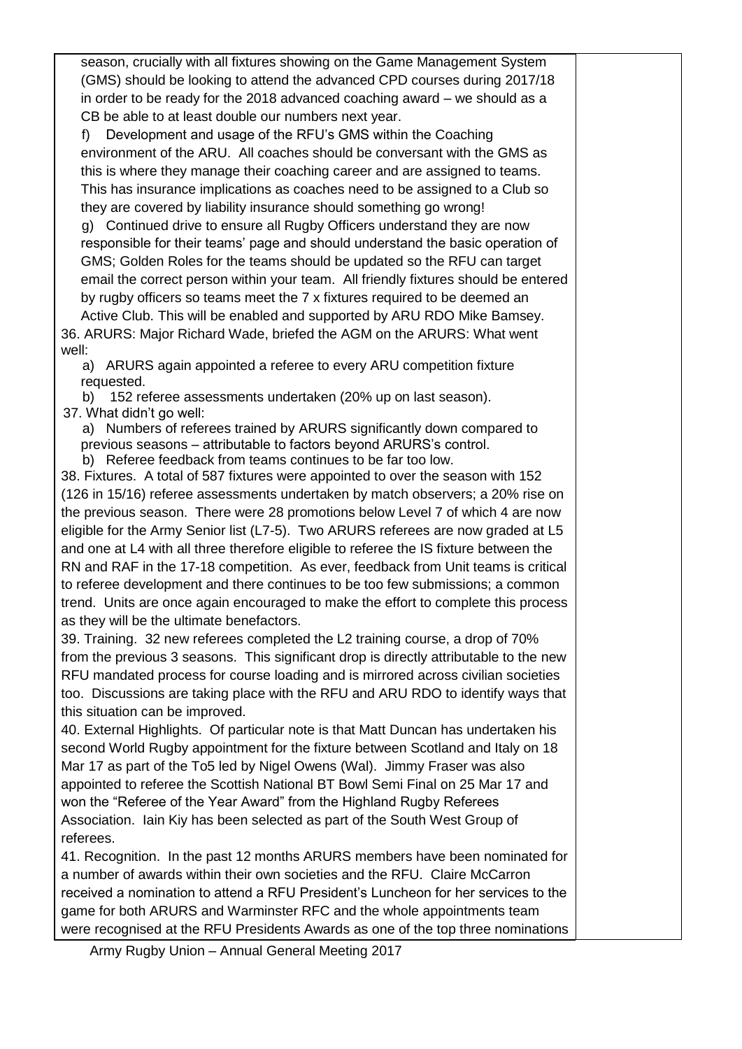season, crucially with all fixtures showing on the Game Management System (GMS) should be looking to attend the advanced CPD courses during 2017/18 in order to be ready for the 2018 advanced coaching award – we should as a CB be able to at least double our numbers next year.

f) Development and usage of the RFU's GMS within the Coaching environment of the ARU. All coaches should be conversant with the GMS as this is where they manage their coaching career and are assigned to teams. This has insurance implications as coaches need to be assigned to a Club so they are covered by liability insurance should something go wrong!

g) Continued drive to ensure all Rugby Officers understand they are now responsible for their teams' page and should understand the basic operation of GMS; Golden Roles for the teams should be updated so the RFU can target email the correct person within your team. All friendly fixtures should be entered by rugby officers so teams meet the 7 x fixtures required to be deemed an Active Club. This will be enabled and supported by ARU RDO Mike Bamsey.

36. ARURS: Major Richard Wade, briefed the AGM on the ARURS: What went well:

a) ARURS again appointed a referee to every ARU competition fixture requested.

b) 152 referee assessments undertaken (20% up on last season).

37. What didn't go well:

a) Numbers of referees trained by ARURS significantly down compared to previous seasons – attributable to factors beyond ARURS's control.

b) Referee feedback from teams continues to be far too low.

38. Fixtures. A total of 587 fixtures were appointed to over the season with 152 (126 in 15/16) referee assessments undertaken by match observers; a 20% rise on the previous season. There were 28 promotions below Level 7 of which 4 are now eligible for the Army Senior list (L7-5). Two ARURS referees are now graded at L5 and one at L4 with all three therefore eligible to referee the IS fixture between the RN and RAF in the 17-18 competition. As ever, feedback from Unit teams is critical to referee development and there continues to be too few submissions; a common trend. Units are once again encouraged to make the effort to complete this process as they will be the ultimate benefactors.

39. Training. 32 new referees completed the L2 training course, a drop of 70% from the previous 3 seasons. This significant drop is directly attributable to the new RFU mandated process for course loading and is mirrored across civilian societies too. Discussions are taking place with the RFU and ARU RDO to identify ways that this situation can be improved.

40. External Highlights. Of particular note is that Matt Duncan has undertaken his second World Rugby appointment for the fixture between Scotland and Italy on 18 Mar 17 as part of the To5 led by Nigel Owens (Wal). Jimmy Fraser was also appointed to referee the Scottish National BT Bowl Semi Final on 25 Mar 17 and won the "Referee of the Year Award" from the Highland Rugby Referees Association. Iain Kiy has been selected as part of the South West Group of referees.

41. Recognition. In the past 12 months ARURS members have been nominated for a number of awards within their own societies and the RFU. Claire McCarron received a nomination to attend a RFU President's Luncheon for her services to the game for both ARURS and Warminster RFC and the whole appointments team were recognised at the RFU Presidents Awards as one of the top three nominations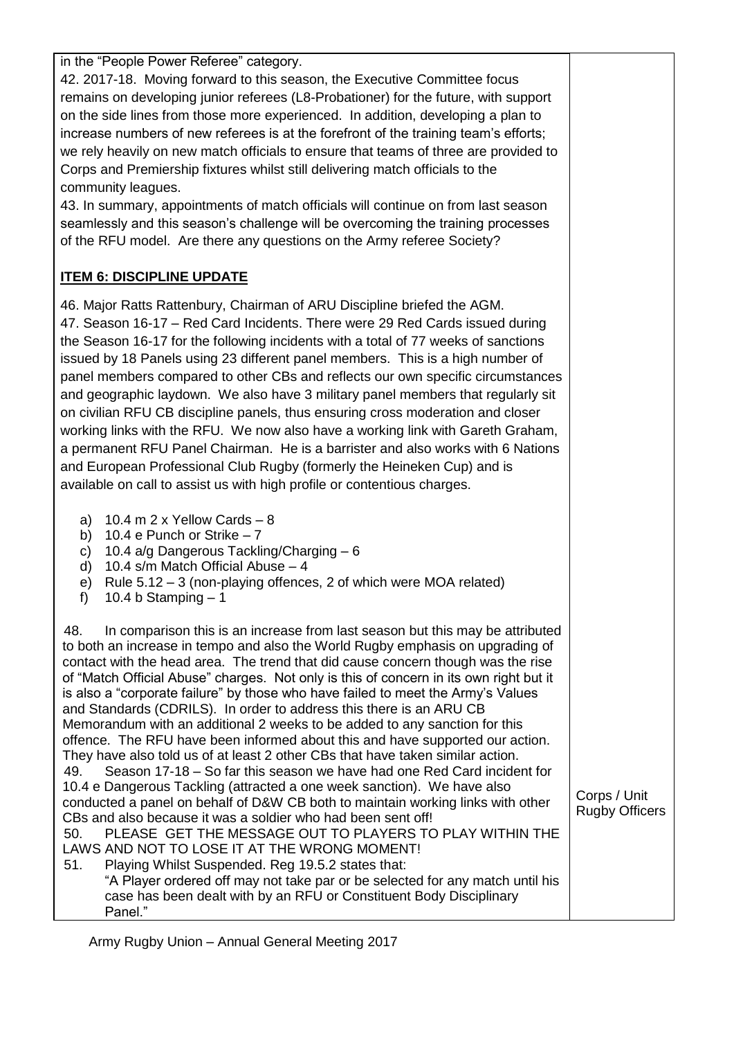in the "People Power Referee" category.

42. 2017-18. Moving forward to this season, the Executive Committee focus remains on developing junior referees (L8-Probationer) for the future, with support on the side lines from those more experienced. In addition, developing a plan to increase numbers of new referees is at the forefront of the training team's efforts; we rely heavily on new match officials to ensure that teams of three are provided to Corps and Premiership fixtures whilst still delivering match officials to the community leagues.

43. In summary, appointments of match officials will continue on from last season seamlessly and this season's challenge will be overcoming the training processes of the RFU model. Are there any questions on the Army referee Society?

**ITEM 6: DISCIPLINE UPDATE**

46. Major Ratts Rattenbury, Chairman of ARU Discipline briefed the AGM.

47. Season 16-17 – Red Card Incidents. There were 29 Red Cards issued during the Season 16-17 for the following incidents with a total of 77 weeks of sanctions issued by 18 Panels using 23 different panel members. This is a high number of panel members compared to other CBs and reflects our own specific circumstances and geographic laydown. We also have 3 military panel members that regularly sit on civilian RFU CB discipline panels, thus ensuring cross moderation and closer working links with the RFU. We now also have a working link with Gareth Graham, a permanent RFU Panel Chairman. He is a barrister and also works with 6 Nations and European Professional Club Rugby (formerly the Heineken Cup) and is available on call to assist us with high profile or contentious charges.

a) 10.4 m 2 x Yellow Cards – 8
b) 10.4 e Punch or Strike – 7
c) 10.4 a/g Dangerous Tackling/Charging – 6
d) 10.4 s/m Match Official Abuse – 4
e) Rule 5.12 – 3 (non-playing offences, 2 of which were MOA related)
f) 10.4 b Stamping – 1

48. In comparison this is an increase from last season but this may be attributed to both an increase in tempo and also the World Rugby emphasis on upgrading of contact with the head area. The trend that did cause concern though was the rise of "Match Official Abuse" charges. Not only is this of concern in its own right but it is also a "corporate failure" by those who have failed to meet the Army's Values and Standards (CDRILS). In order to address this there is an ARU CB Memorandum with an additional 2 weeks to be added to any sanction for this offence. The RFU have been informed about this and have supported our action. They have also told us of at least 2 other CBs that have taken similar action.

49. Season 17-18 – So far this season we have had one Red Card incident for 10.4 e Dangerous Tackling (attracted a one week sanction). We have also conducted a panel on behalf of D&W CB both to maintain working links with other CBs and also because it was a soldier who had been sent off!

50. PLEASE GET THE MESSAGE OUT TO PLAYERS TO PLAY WITHIN THE LAWS AND NOT TO LOSE IT AT THE WRONG MOMENT! — Corps / Unit Rugby Officers

51. Playing Whilst Suspended. Reg 19.5.2 states that:

"A Player ordered off may not take par or be selected for any match until his case has been dealt with by an RFU or Constituent Body Disciplinary Panel."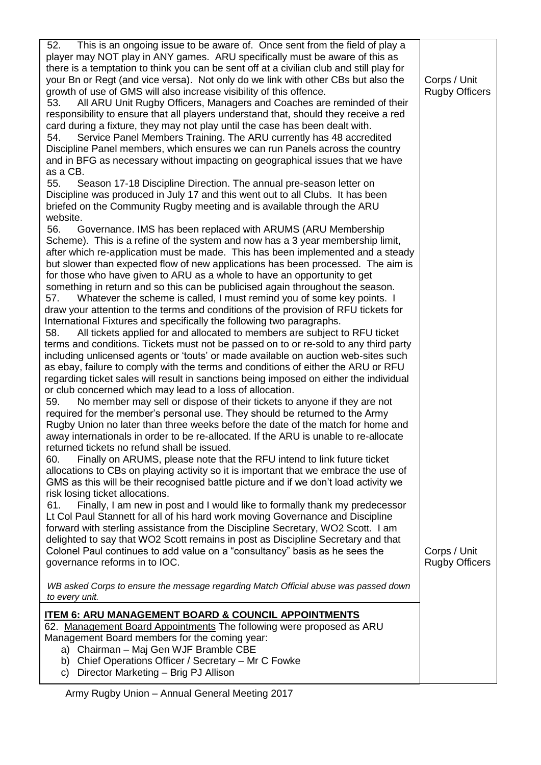| | |
|---|---|
| 52. This is an ongoing issue to be aware of. Once sent from the field of play a player may NOT play in ANY games. ARU specifically must be aware of this as there is a temptation to think you can be sent off at a civilian club and still play for your Bn or Regt (and vice versa). Not only do we link with other CBs but also the growth of use of GMS will also increase visibility of this offence. | Corps / Unit Rugby Officers |
| 53. All ARU Unit Rugby Officers, Managers and Coaches are reminded of their responsibility to ensure that all players understand that, should they receive a red card during a fixture, they may not play until the case has been dealt with.<br>54. Service Panel Members Training. The ARU currently has 48 accredited Discipline Panel members, which ensures we can run Panels across the country and in BFG as necessary without impacting on geographical issues that we have as a CB.<br>55. Season 17-18 Discipline Direction. The annual pre-season letter on Discipline was produced in July 17 and this went out to all Clubs. It has been briefed on the Community Rugby meeting and is available through the ARU website.<br>56. Governance. IMS has been replaced with ARUMS (ARU Membership Scheme). This is a refine of the system and now has a 3 year membership limit, after which re-application must be made. This has been implemented and a steady but slower than expected flow of new applications has been processed. The aim is for those who have given to ARU as a whole to have an opportunity to get something in return and so this can be publicised again throughout the season.<br>57. Whatever the scheme is called, I must remind you of some key points. I draw your attention to the terms and conditions of the provision of RFU tickets for International Fixtures and specifically the following two paragraphs.<br>58. All tickets applied for and allocated to members are subject to RFU ticket terms and conditions. Tickets must not be passed on to or re-sold to any third party including unlicensed agents or 'touts' or made available on auction web-sites such as ebay, failure to comply with the terms and conditions of either the ARU or RFU regarding ticket sales will result in sanctions being imposed on either the individual or club concerned which may lead to a loss of allocation.<br>59. No member may sell or dispose of their tickets to anyone if they are not required for the member's personal use. They should be returned to the Army Rugby Union no later than three weeks before the date of the match for home and away internationals in order to be re-allocated. If the ARU is unable to re-allocate returned tickets no refund shall be issued.<br>60. Finally on ARUMS, please note that the RFU intend to link future ticket allocations to CBs on playing activity so it is important that we embrace the use of GMS as this will be their recognised battle picture and if we don't load activity we risk losing ticket allocations.<br>61. Finally, I am new in post and I would like to formally thank my predecessor Lt Col Paul Stannett for all of his hard work moving Governance and Discipline forward with sterling assistance from the Discipline Secretary, WO2 Scott. I am delighted to say that WO2 Scott remains in post as Discipline Secretary and that Colonel Paul continues to add value on a "consultancy" basis as he sees the governance reforms in to IOC. | Corps / Unit Rugby Officers |
| *WB asked Corps to ensure the message regarding Match Official abuse was passed down to every unit.* | |
| **ITEM 6: ARU MANAGEMENT BOARD & COUNCIL APPOINTMENTS**<br>62. Management Board Appointments The following were proposed as ARU Management Board members for the coming year:<br>a) Chairman – Maj Gen WJF Bramble CBE<br>b) Chief Operations Officer / Secretary – Mr C Fowke<br>c) Director Marketing – Brig PJ Allison | |

Army Rugby Union – Annual General Meeting 2017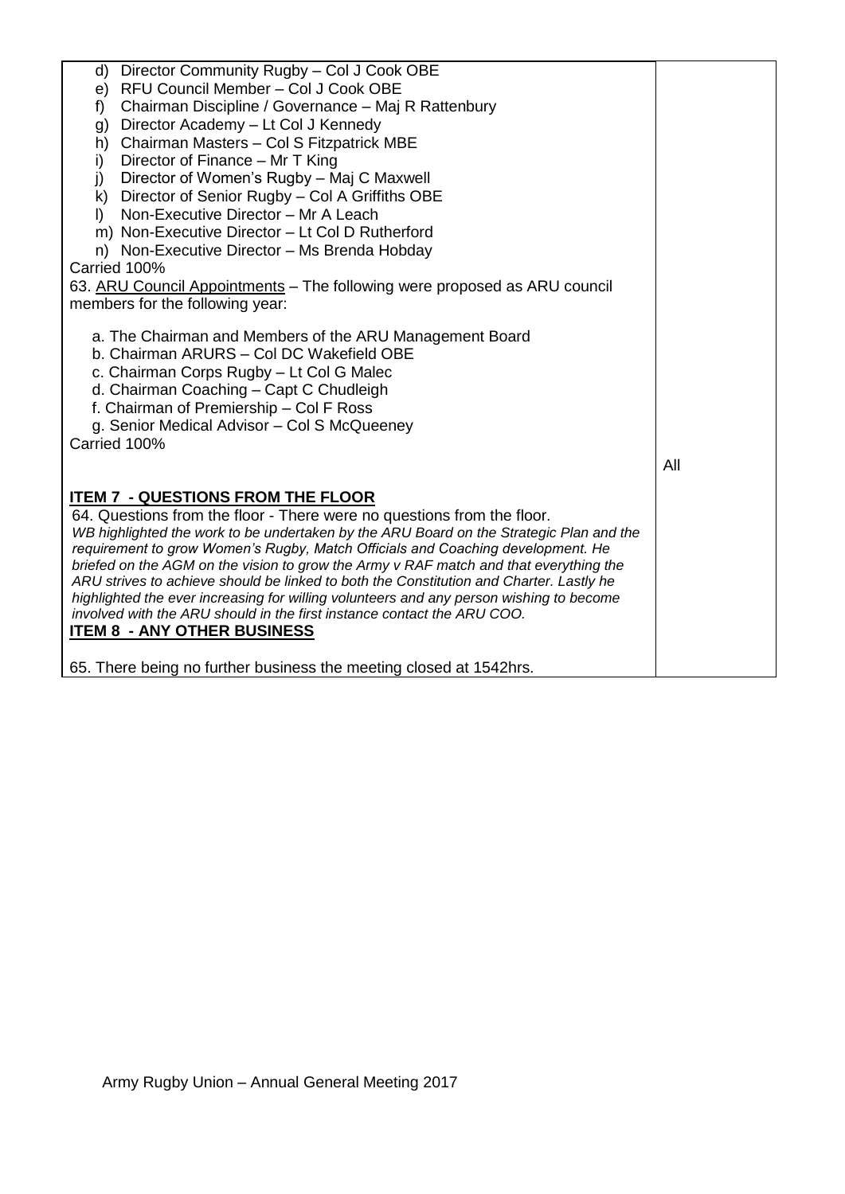| | |
|---|---|
| d) Director Community Rugby – Col J Cook OBE<br>e) RFU Council Member – Col J Cook OBE<br>f) Chairman Discipline / Governance – Maj R Rattenbury<br>g) Director Academy – Lt Col J Kennedy<br>h) Chairman Masters – Col S Fitzpatrick MBE<br>i) Director of Finance – Mr T King<br>j) Director of Women's Rugby – Maj C Maxwell<br>k) Director of Senior Rugby – Col A Griffiths OBE<br>l) Non-Executive Director – Mr A Leach<br>m) Non-Executive Director – Lt Col D Rutherford<br>n) Non-Executive Director – Ms Brenda Hobday<br>Carried 100%<br>63. <u>ARU Council Appointments</u> – The following were proposed as ARU council members for the following year:<br><br>a. The Chairman and Members of the ARU Management Board<br>b. Chairman ARURS – Col DC Wakefield OBE<br>c. Chairman Corps Rugby – Lt Col G Malec<br>d. Chairman Coaching – Capt C Chudleigh<br>f. Chairman of Premiership – Col F Ross<br>g. Senior Medical Advisor – Col S McQueeney<br>Carried 100% | All |
| **<u>ITEM 7 - QUESTIONS FROM THE FLOOR</u>**<br>64. Questions from the floor - There were no questions from the floor.<br>*WB highlighted the work to be undertaken by the ARU Board on the Strategic Plan and the requirement to grow Women's Rugby, Match Officials and Coaching development. He briefed on the AGM on the vision to grow the Army v RAF match and that everything the ARU strives to achieve should be linked to both the Constitution and Charter. Lastly he highlighted the ever increasing for willing volunteers and any person wishing to become involved with the ARU should in the first instance contact the ARU COO.*<br>**<u>ITEM 8 - ANY OTHER BUSINESS</u>**<br><br>65. There being no further business the meeting closed at 1542hrs. | |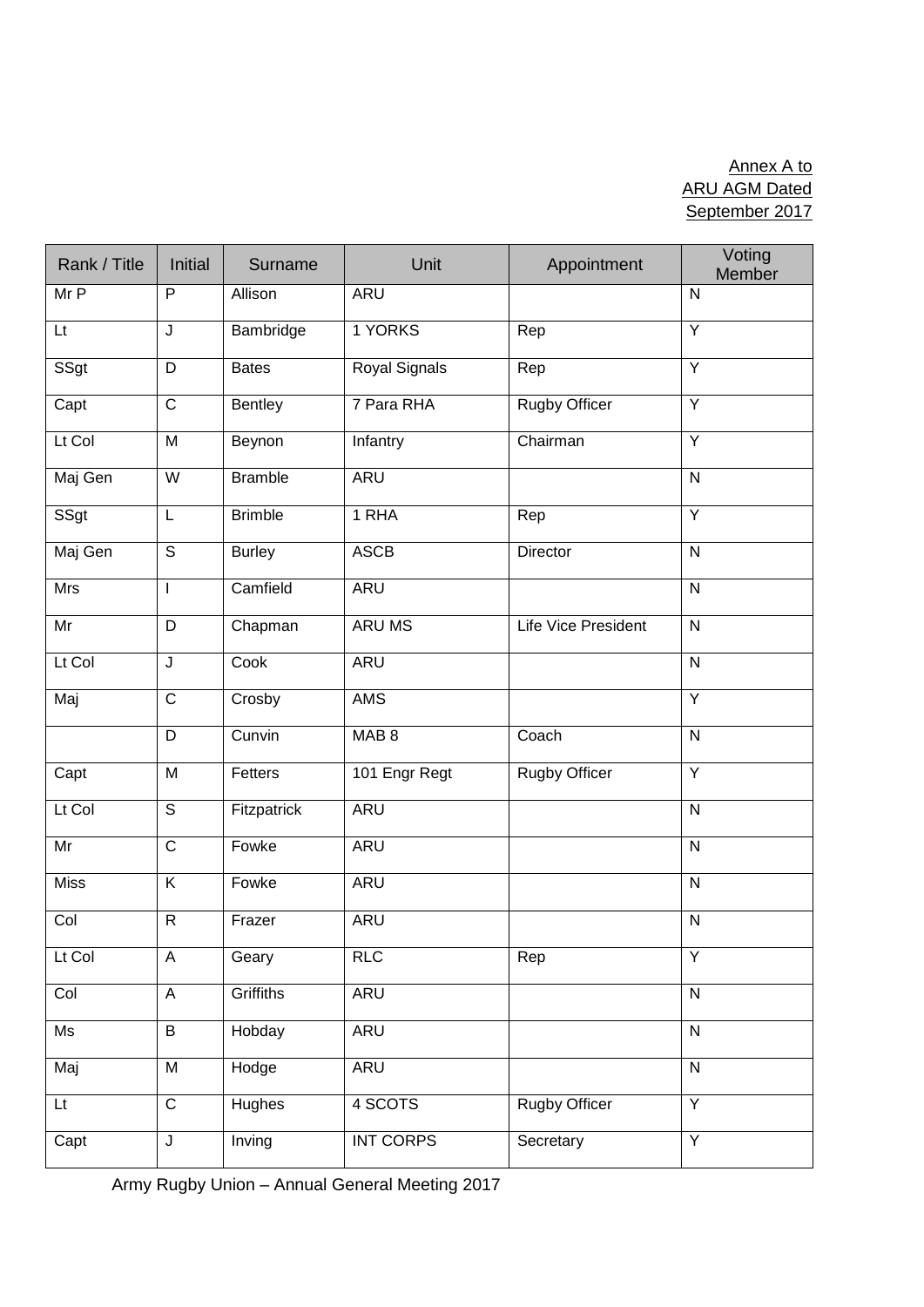Annex A to
ARU AGM Dated
September 2017

| Rank / Title | Initial | Surname | Unit | Appointment | Voting Member |
|---|---|---|---|---|---|
| Mr P | P | Allison | ARU | | N |
| Lt | J | Bambridge | 1 YORKS | Rep | Y |
| SSgt | D | Bates | Royal Signals | Rep | Y |
| Capt | C | Bentley | 7 Para RHA | Rugby Officer | Y |
| Lt Col | M | Beynon | Infantry | Chairman | Y |
| Maj Gen | W | Bramble | ARU | | N |
| SSgt | L | Brimble | 1 RHA | Rep | Y |
| Maj Gen | S | Burley | ASCB | Director | N |
| Mrs | I | Camfield | ARU | | N |
| Mr | D | Chapman | ARU MS | Life Vice President | N |
| Lt Col | J | Cook | ARU | | N |
| Maj | C | Crosby | AMS | | Y |
| | D | Cunvin | MAB 8 | Coach | N |
| Capt | M | Fetters | 101 Engr Regt | Rugby Officer | Y |
| Lt Col | S | Fitzpatrick | ARU | | N |
| Mr | C | Fowke | ARU | | N |
| Miss | K | Fowke | ARU | | N |
| Col | R | Frazer | ARU | | N |
| Lt Col | A | Geary | RLC | Rep | Y |
| Col | A | Griffiths | ARU | | N |
| Ms | B | Hobday | ARU | | N |
| Maj | M | Hodge | ARU | | N |
| Lt | C | Hughes | 4 SCOTS | Rugby Officer | Y |
| Capt | J | Inving | INT CORPS | Secretary | Y |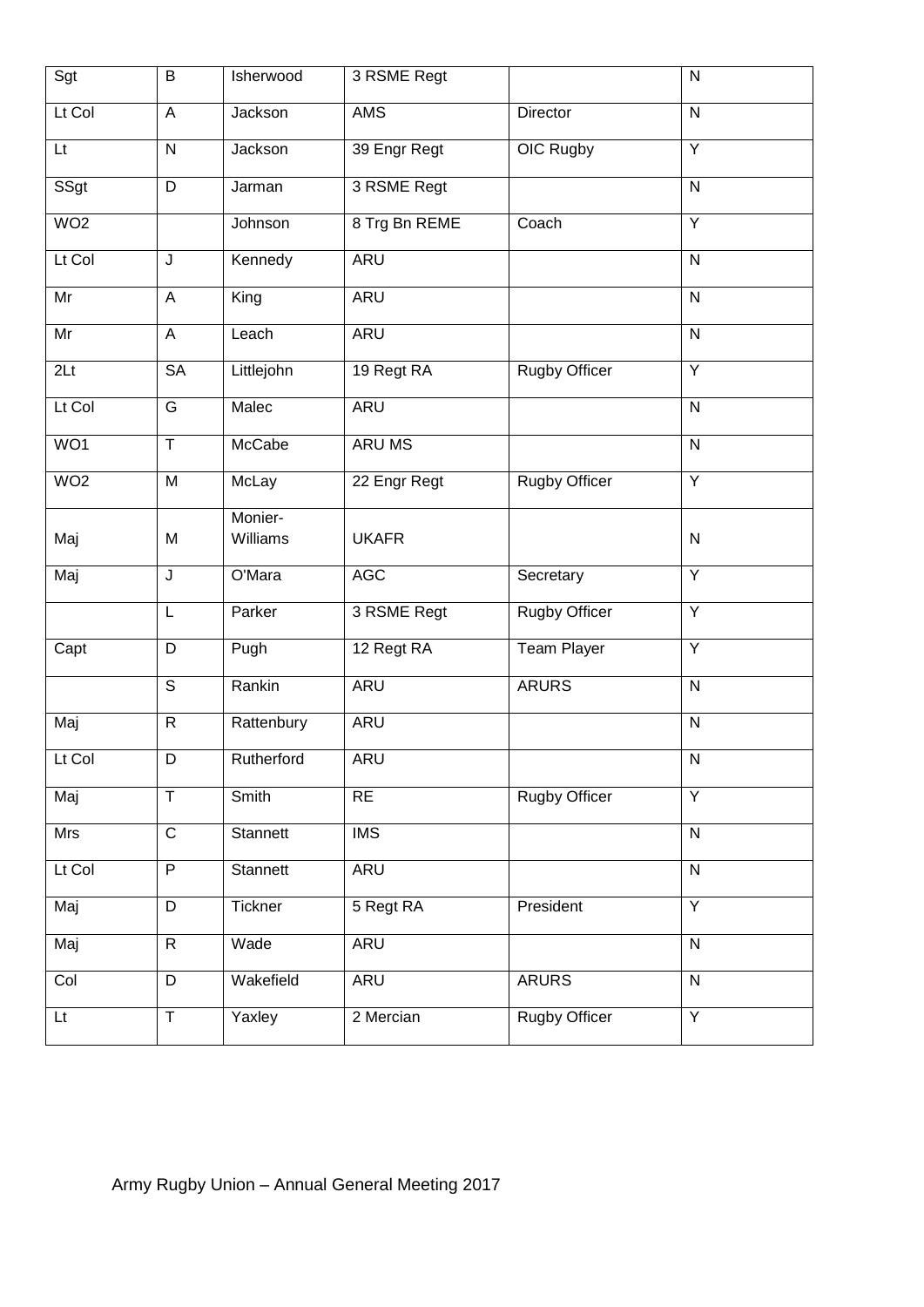| | | | | | |
|---|---|---|---|---|---|
| Sgt | B | Isherwood | 3 RSME Regt | | N |
| Lt Col | A | Jackson | AMS | Director | N |
| Lt | N | Jackson | 39 Engr Regt | OIC Rugby | Y |
| SSgt | D | Jarman | 3 RSME Regt | | N |
| WO2 | | Johnson | 8 Trg Bn REME | Coach | Y |
| Lt Col | J | Kennedy | ARU | | N |
| Mr | A | King | ARU | | N |
| Mr | A | Leach | ARU | | N |
| 2Lt | SA | Littlejohn | 19 Regt RA | Rugby Officer | Y |
| Lt Col | G | Malec | ARU | | N |
| WO1 | T | McCabe | ARU MS | | N |
| WO2 | M | McLay | 22 Engr Regt | Rugby Officer | Y |
| Maj | M | Monier-Williams | UKAFR | | N |
| Maj | J | O'Mara | AGC | Secretary | Y |
| | L | Parker | 3 RSME Regt | Rugby Officer | Y |
| Capt | D | Pugh | 12 Regt RA | Team Player | Y |
| | S | Rankin | ARU | ARURS | N |
| Maj | R | Rattenbury | ARU | | N |
| Lt Col | D | Rutherford | ARU | | N |
| Maj | T | Smith | RE | Rugby Officer | Y |
| Mrs | C | Stannett | IMS | | N |
| Lt Col | P | Stannett | ARU | | N |
| Maj | D | Tickner | 5 Regt RA | President | Y |
| Maj | R | Wade | ARU | | N |
| Col | D | Wakefield | ARU | ARURS | N |
| Lt | T | Yaxley | 2 Mercian | Rugby Officer | Y |